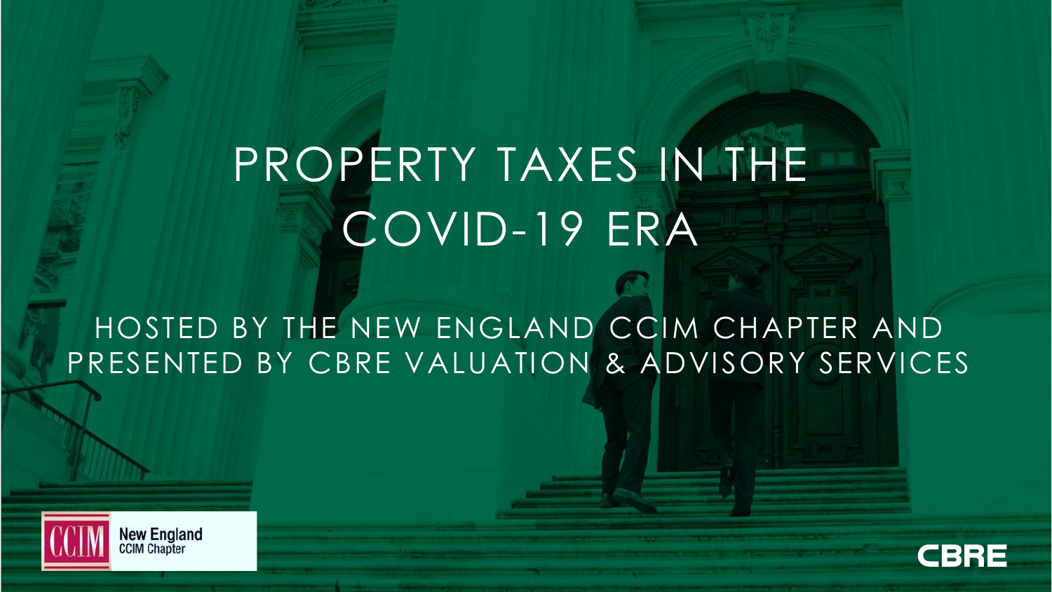# PROPERTY TAXES IN THE COVID-19 ERA

HOSTED BY THE NEW ENGLAND CCIM CHAPTER AND PRESENTED BY CBRE VALUATION & ADVISORY SERVICES

CCIM New England CCIM Chapter

CBRE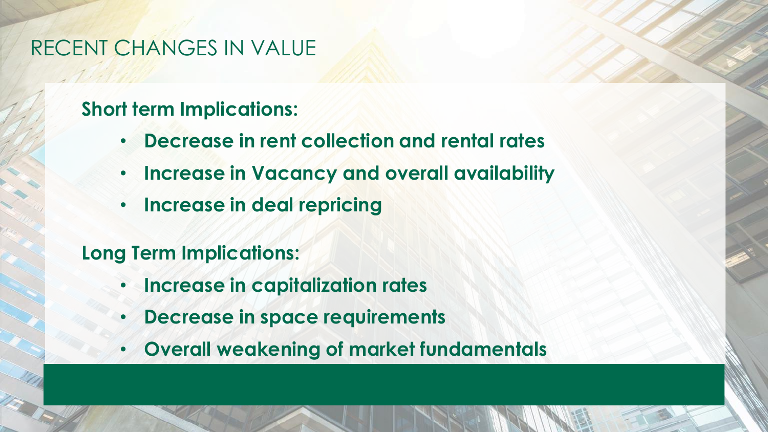# RECENT CHANGES IN VALUE

**Short term Implications:**

- **Decrease in rent collection and rental rates**
- **Increase in Vacancy and overall availability**
- **Increase in deal repricing**

**Long Term Implications:**

- **Increase in capitalization rates**
- **Decrease in space requirements**
- **Overall weakening of market fundamentals**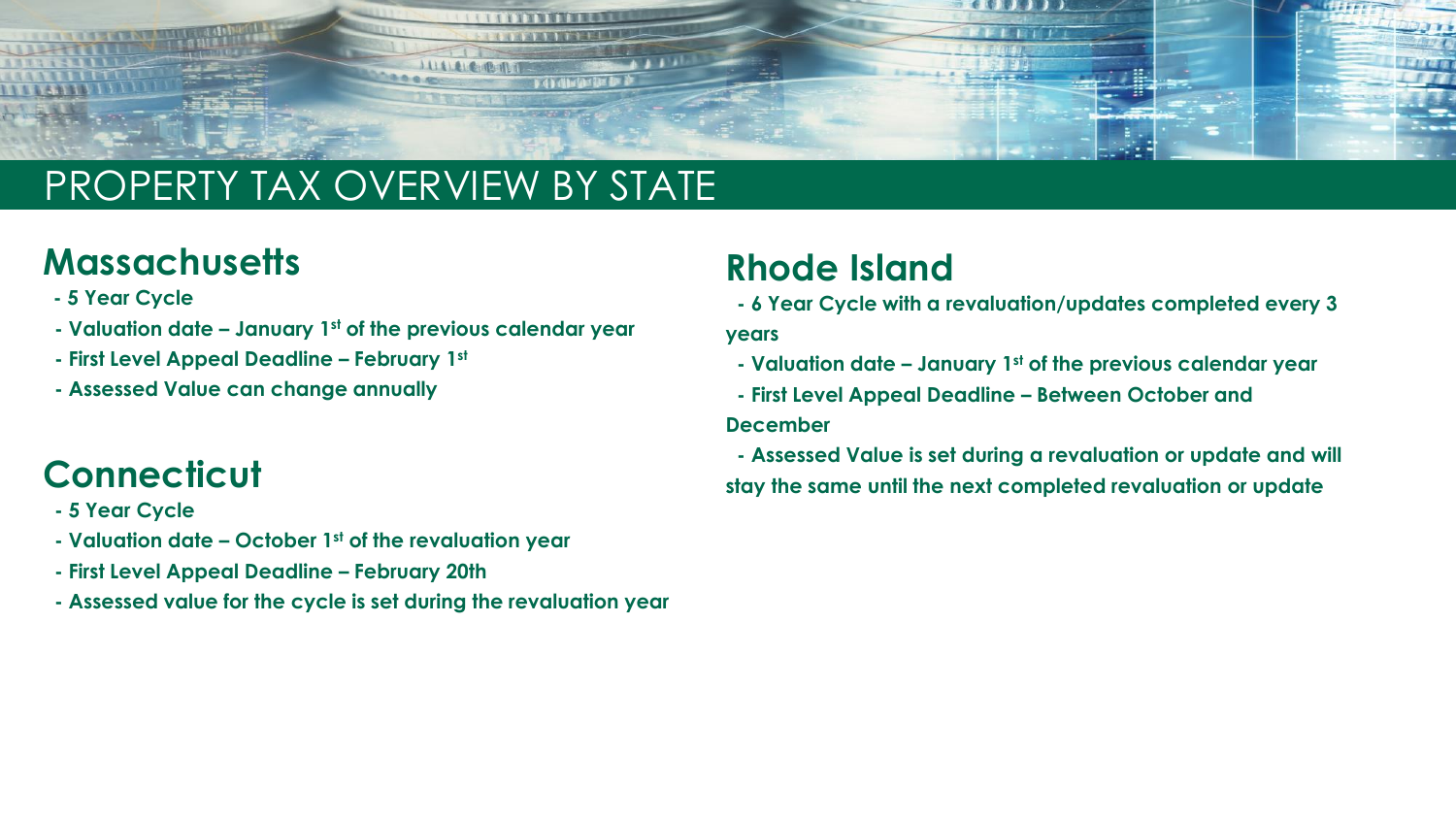# PROPERTY TAX OVERVIEW BY STATE

## Massachusetts

- **5 Year Cycle**
- **Valuation date – January 1st of the previous calendar year**
- **First Level Appeal Deadline – February 1st**
- **Assessed Value can change annually**

## Connecticut

- **5 Year Cycle**
- **Valuation date – October 1st of the revaluation year**
- **First Level Appeal Deadline – February 20th**
- **Assessed value for the cycle is set during the revaluation year**

## Rhode Island

- **6 Year Cycle with a revaluation/updates completed every 3 years**
- **Valuation date – January 1st of the previous calendar year**
- **First Level Appeal Deadline – Between October and December**
- **Assessed Value is set during a revaluation or update and will stay the same until the next completed revaluation or update**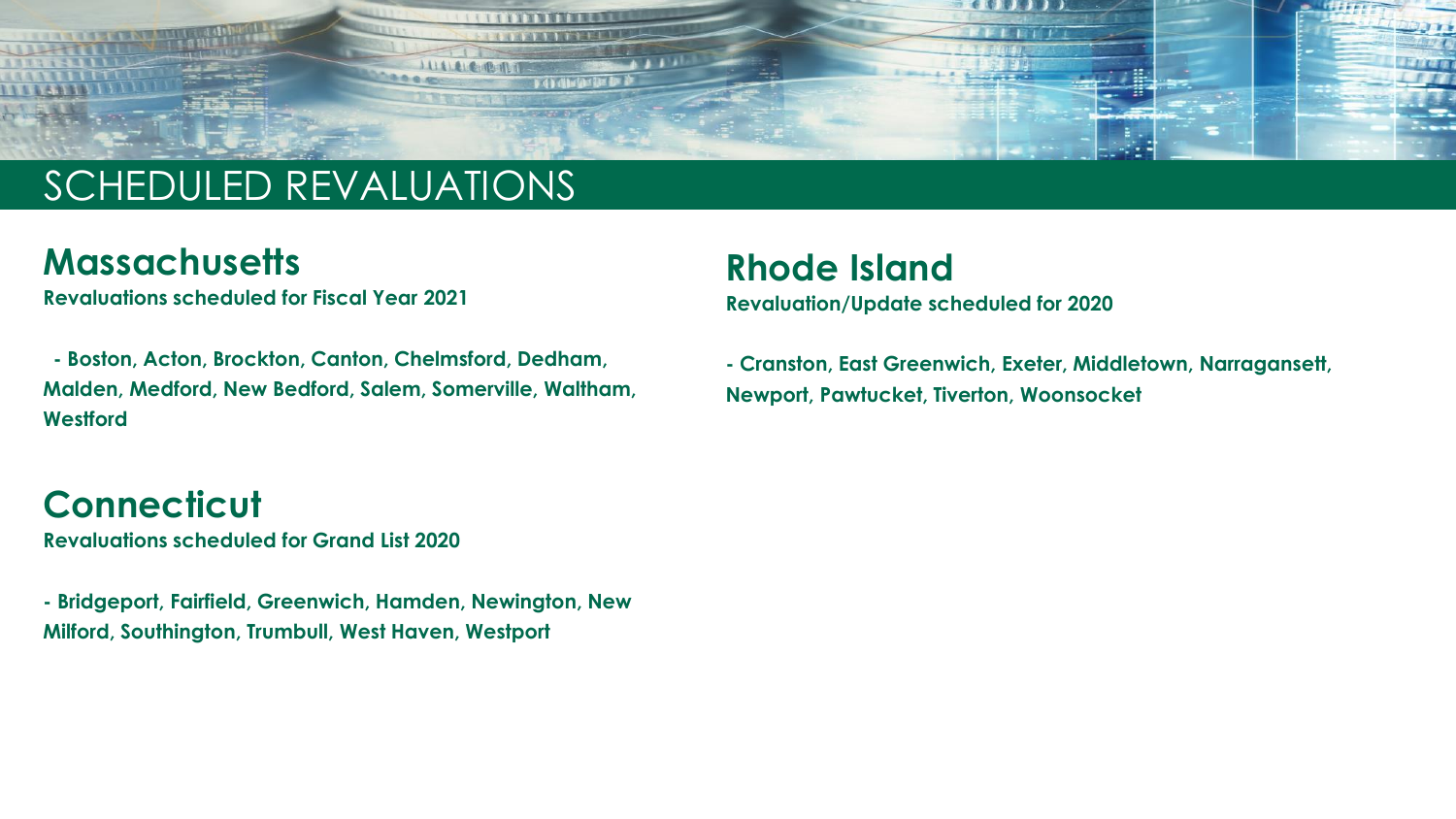# SCHEDULED REVALUATIONS

## Massachusetts

**Revaluations scheduled for Fiscal Year 2021**

**- Boston, Acton, Brockton, Canton, Chelmsford, Dedham, Malden, Medford, New Bedford, Salem, Somerville, Waltham, Westford**

## Connecticut

**Revaluations scheduled for Grand List 2020**

**- Bridgeport, Fairfield, Greenwich, Hamden, Newington, New Milford, Southington, Trumbull, West Haven, Westport**

## Rhode Island

**Revaluation/Update scheduled for 2020**

**- Cranston, East Greenwich, Exeter, Middletown, Narragansett, Newport, Pawtucket, Tiverton, Woonsocket**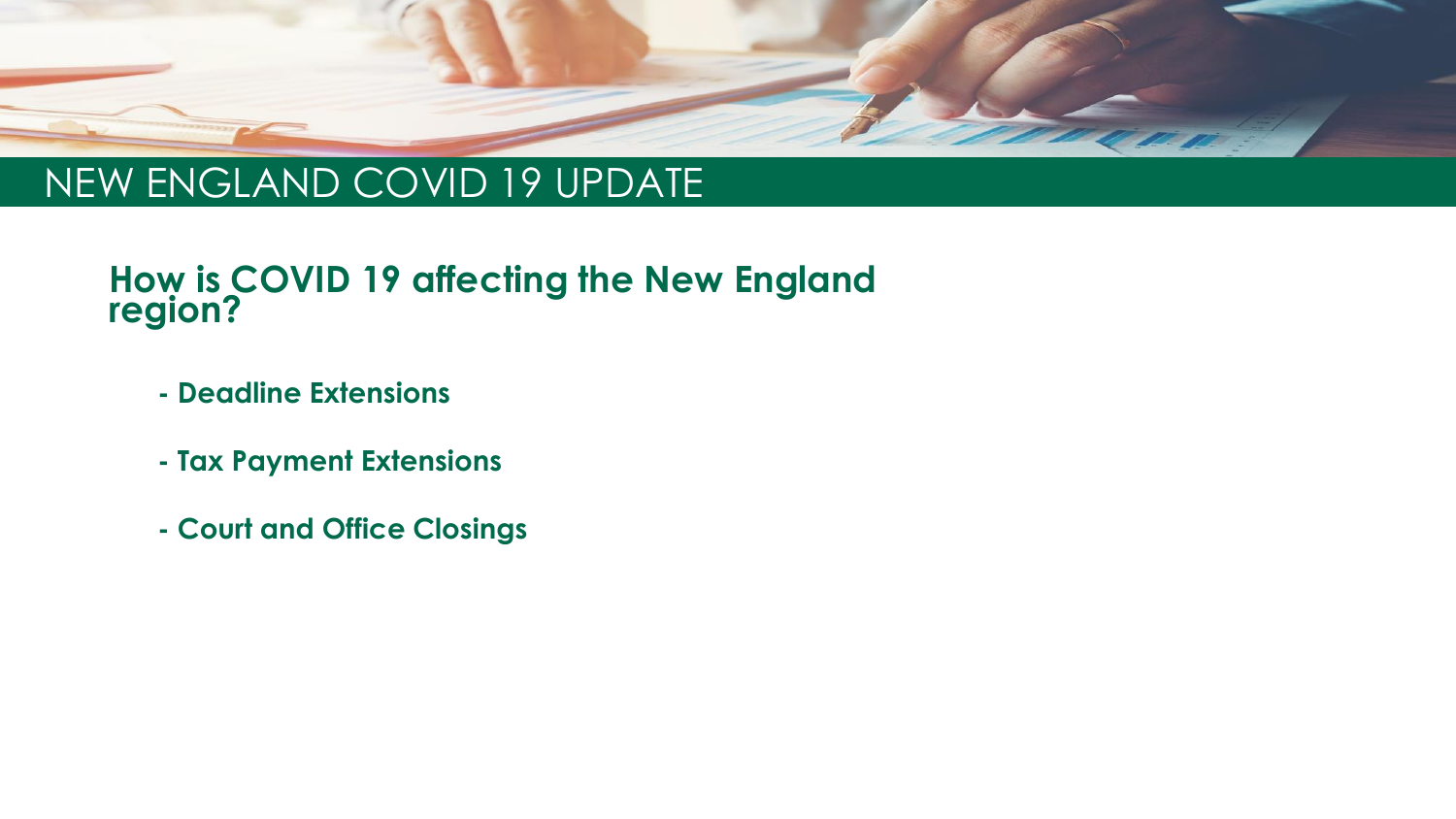# NEW ENGLAND COVID 19 UPDATE

## How is COVID 19 affecting the New England region?

- **Deadline Extensions**
- **Tax Payment Extensions**
- **Court and Office Closings**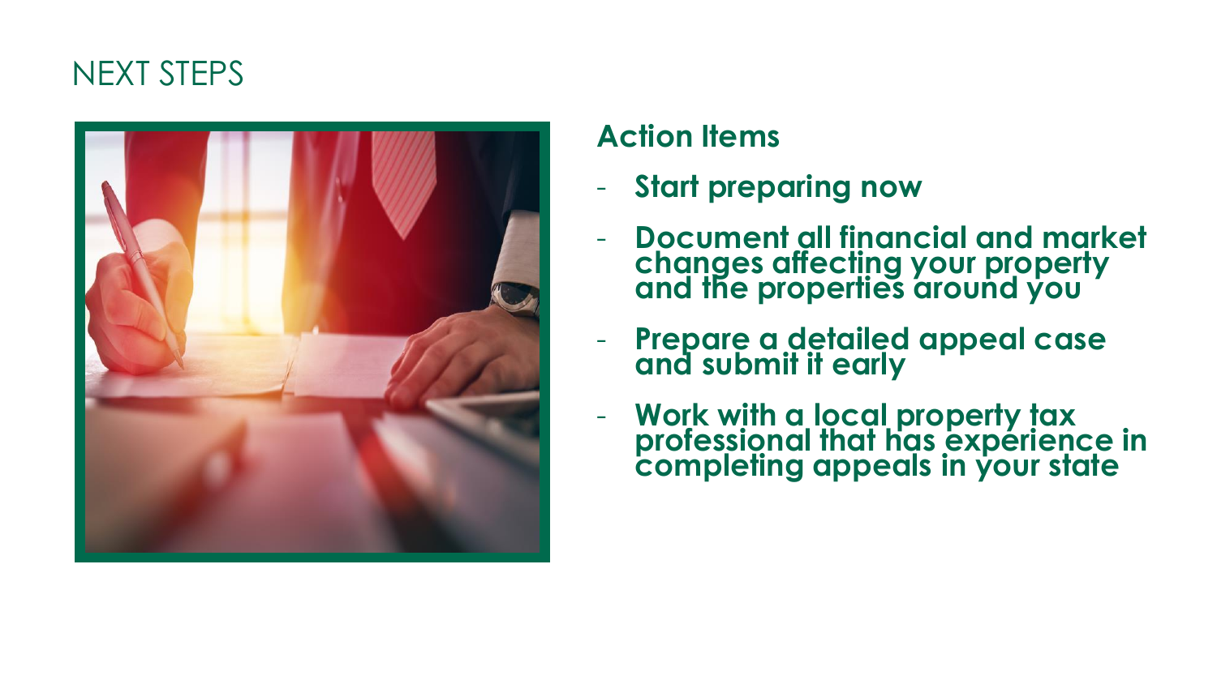# NEXT STEPS

### Action Items

- **Start preparing now**
- **Document all financial and market changes affecting your property and the properties around you**
- **Prepare a detailed appeal case and submit it early**
- **Work with a local property tax professional that has experience in completing appeals in your state**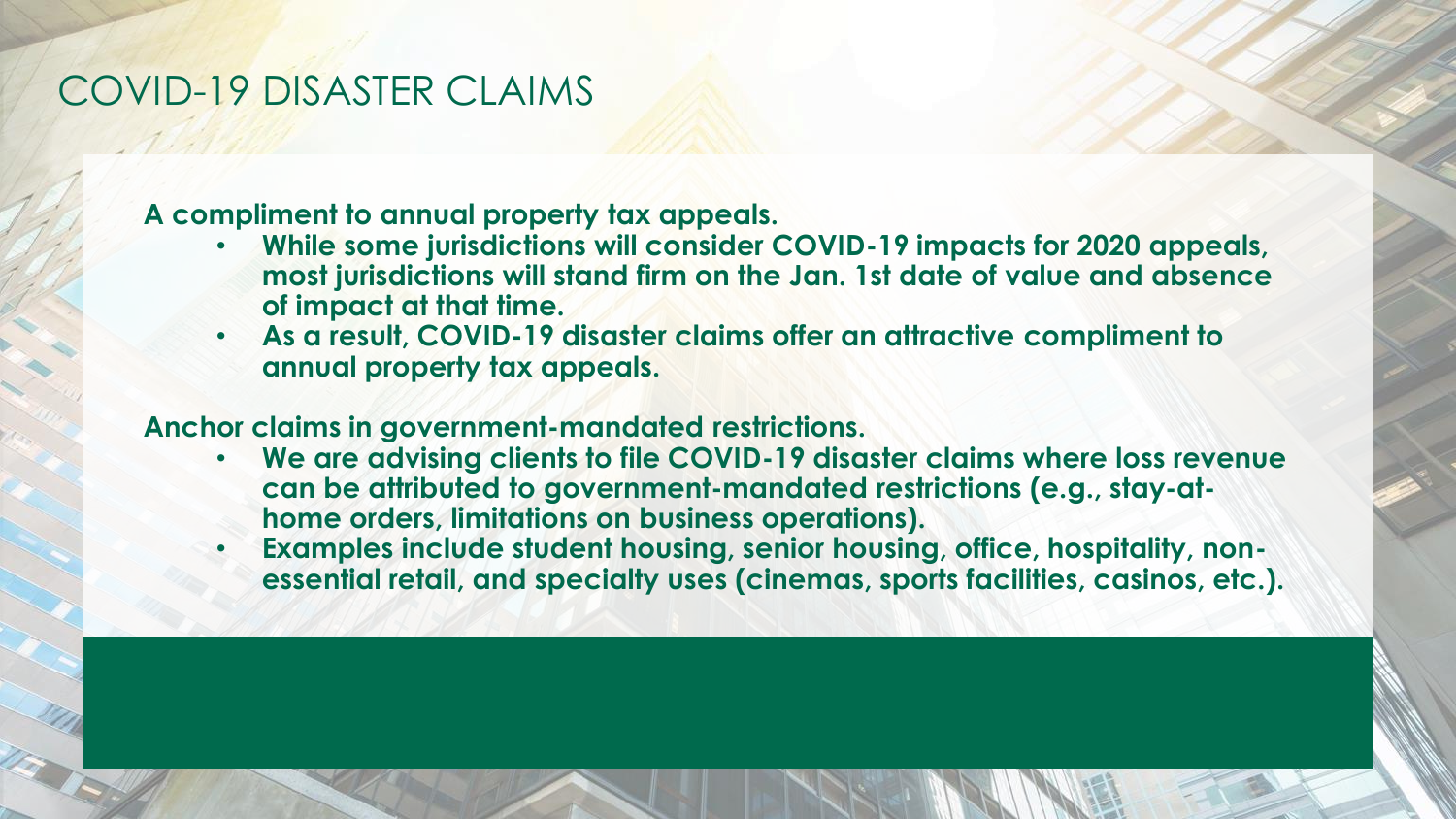# COVID-19 DISASTER CLAIMS

**A compliment to annual property tax appeals.**

- **While some jurisdictions will consider COVID-19 impacts for 2020 appeals, most jurisdictions will stand firm on the Jan. 1st date of value and absence of impact at that time.**
- **As a result, COVID-19 disaster claims offer an attractive compliment to annual property tax appeals.**

**Anchor claims in government-mandated restrictions.**

- **We are advising clients to file COVID-19 disaster claims where loss revenue can be attributed to government-mandated restrictions (e.g., stay-at-home orders, limitations on business operations).**
- **Examples include student housing, senior housing, office, hospitality, non-essential retail, and specialty uses (cinemas, sports facilities, casinos, etc.).**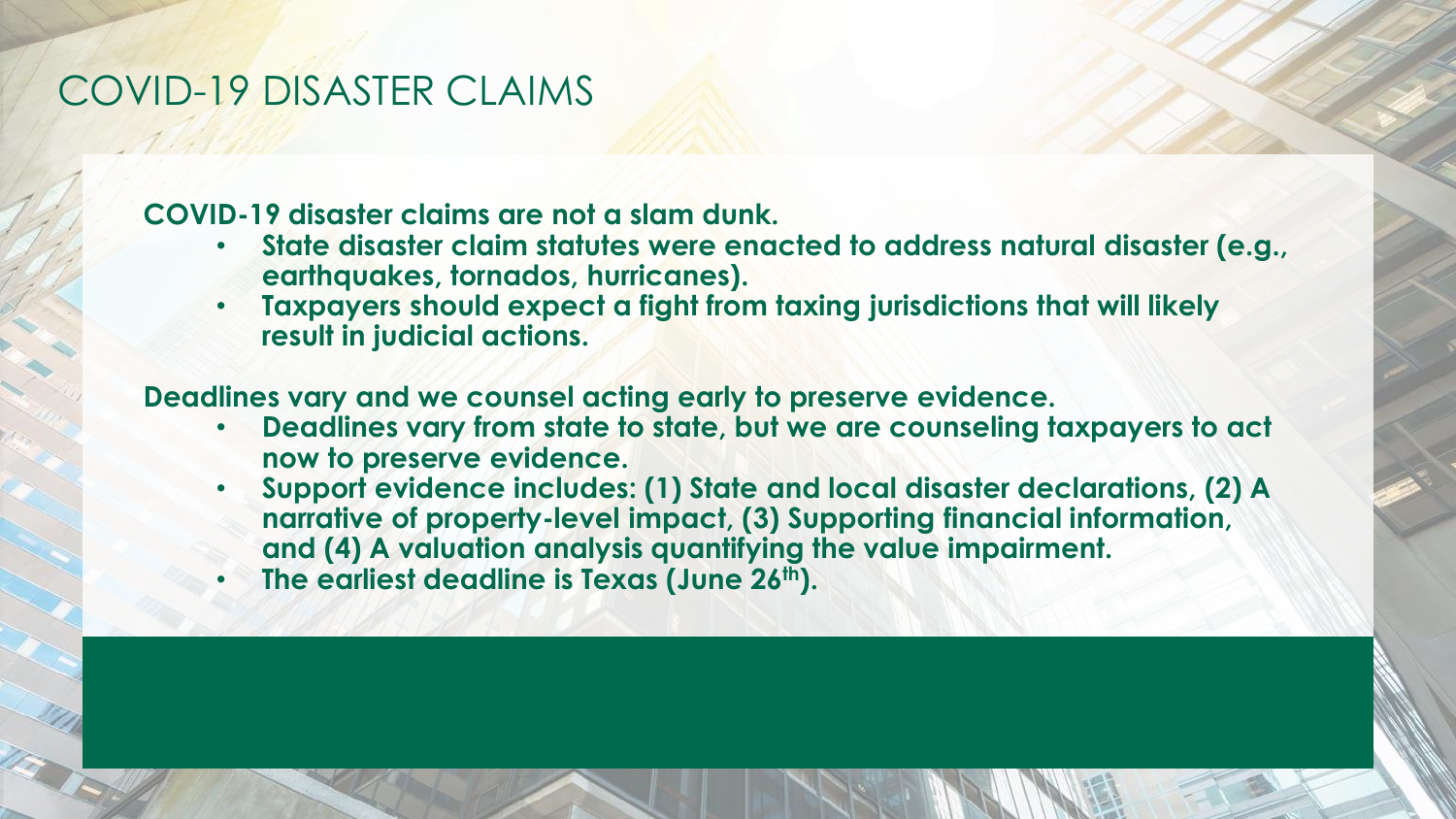# COVID-19 DISASTER CLAIMS

**COVID-19 disaster claims are not a slam dunk.**

- **State disaster claim statutes were enacted to address natural disaster (e.g., earthquakes, tornados, hurricanes).**
- **Taxpayers should expect a fight from taxing jurisdictions that will likely result in judicial actions.**

**Deadlines vary and we counsel acting early to preserve evidence.**

- **Deadlines vary from state to state, but we are counseling taxpayers to act now to preserve evidence.**
- **Support evidence includes: (1) State and local disaster declarations, (2) A narrative of property-level impact, (3) Supporting financial information, and (4) A valuation analysis quantifying the value impairment.**
- **The earliest deadline is Texas (June 26th).**